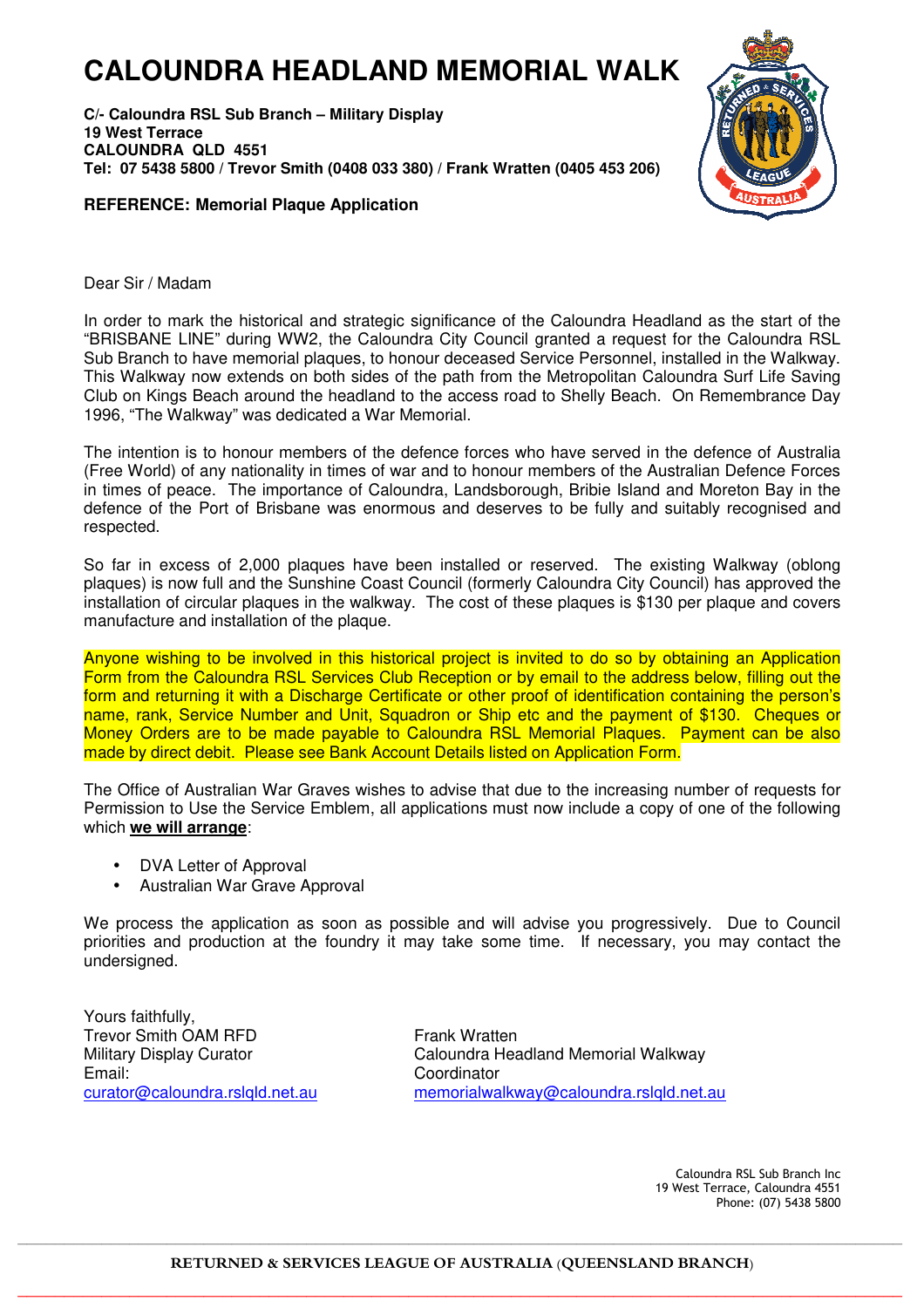# CALOUNDRA HEADLAND MEMORIAL WALK

**C/- Caloundra RSL Sub Branch – Military Display**
**19 West Terrace**
**CALOUNDRA QLD 4551**
**Tel: 07 5438 5800 / Trevor Smith (0408 033 380) / Frank Wratten (0405 453 206)**

**REFERENCE: Memorial Plaque Application**

Dear Sir / Madam

In order to mark the historical and strategic significance of the Caloundra Headland as the start of the "BRISBANE LINE" during WW2, the Caloundra City Council granted a request for the Caloundra RSL Sub Branch to have memorial plaques, to honour deceased Service Personnel, installed in the Walkway. This Walkway now extends on both sides of the path from the Metropolitan Caloundra Surf Life Saving Club on Kings Beach around the headland to the access road to Shelly Beach. On Remembrance Day 1996, "The Walkway" was dedicated a War Memorial.

The intention is to honour members of the defence forces who have served in the defence of Australia (Free World) of any nationality in times of war and to honour members of the Australian Defence Forces in times of peace. The importance of Caloundra, Landsborough, Bribie Island and Moreton Bay in the defence of the Port of Brisbane was enormous and deserves to be fully and suitably recognised and respected.

So far in excess of 2,000 plaques have been installed or reserved. The existing Walkway (oblong plaques) is now full and the Sunshine Coast Council (formerly Caloundra City Council) has approved the installation of circular plaques in the walkway. The cost of these plaques is $130 per plaque and covers manufacture and installation of the plaque.

Anyone wishing to be involved in this historical project is invited to do so by obtaining an Application Form from the Caloundra RSL Services Club Reception or by email to the address below, filling out the form and returning it with a Discharge Certificate or other proof of identification containing the person's name, rank, Service Number and Unit, Squadron or Ship etc and the payment of $130. Cheques or Money Orders are to be made payable to Caloundra RSL Memorial Plaques. Payment can be also made by direct debit. Please see Bank Account Details listed on Application Form.

The Office of Australian War Graves wishes to advise that due to the increasing number of requests for Permission to Use the Service Emblem, all applications must now include a copy of one of the following which **we will arrange**:

- DVA Letter of Approval
- Australian War Grave Approval

We process the application as soon as possible and will advise you progressively. Due to Council priorities and production at the foundry it may take some time. If necessary, you may contact the undersigned.

Yours faithfully,
Trevor Smith OAM RFD
Military Display Curator
Email:
curator@caloundra.rslqld.net.au

Frank Wratten
Caloundra Headland Memorial Walkway
Coordinator
memorialwalkway@caloundra.rslqld.net.au

Caloundra RSL Sub Branch Inc
19 West Terrace, Caloundra 4551
Phone: (07) 5438 5800

RETURNED & SERVICES LEAGUE OF AUSTRALIA (QUEENSLAND BRANCH)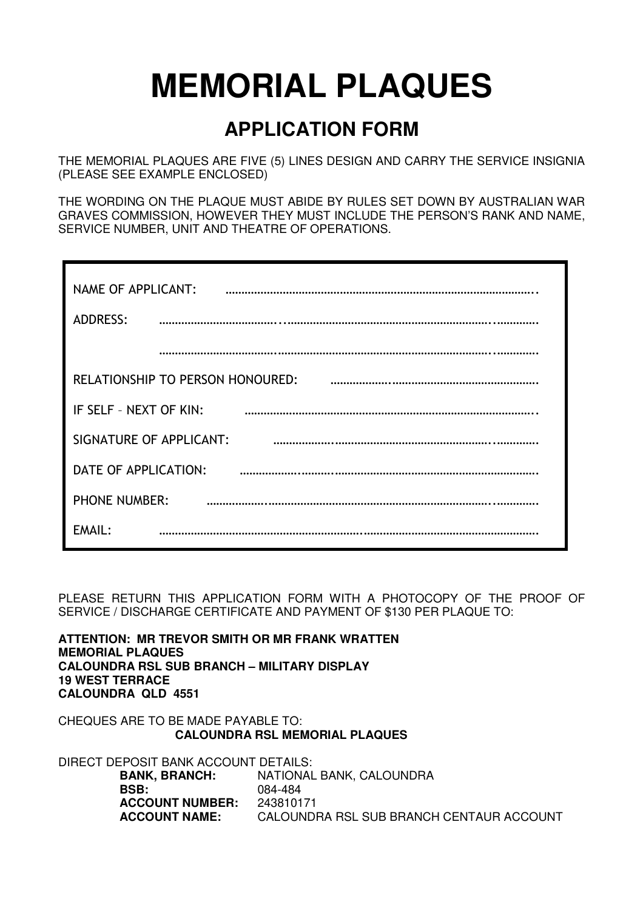# MEMORIAL PLAQUES

## APPLICATION FORM

THE MEMORIAL PLAQUES ARE FIVE (5) LINES DESIGN AND CARRY THE SERVICE INSIGNIA (PLEASE SEE EXAMPLE ENCLOSED)

THE WORDING ON THE PLAQUE MUST ABIDE BY RULES SET DOWN BY AUSTRALIAN WAR GRAVES COMMISSION, HOWEVER THEY MUST INCLUDE THE PERSON'S RANK AND NAME, SERVICE NUMBER, UNIT AND THEATRE OF OPERATIONS.

NAME OF APPLICANT: ..............................................................................................

ADDRESS: ..............................................................................................

..............................................................................................

RELATIONSHIP TO PERSON HONOURED: ..............................................................

IF SELF – NEXT OF KIN: ..............................................................................................

SIGNATURE OF APPLICANT: ..............................................................................

DATE OF APPLICATION: ..............................................................................................

PHONE NUMBER: ..............................................................................................

EMAIL: ..............................................................................................

PLEASE RETURN THIS APPLICATION FORM WITH A PHOTOCOPY OF THE PROOF OF SERVICE / DISCHARGE CERTIFICATE AND PAYMENT OF $130 PER PLAQUE TO:

**ATTENTION: MR TREVOR SMITH OR MR FRANK WRATTEN**
**MEMORIAL PLAQUES**
**CALOUNDRA RSL SUB BRANCH – MILITARY DISPLAY**
**19 WEST TERRACE**
**CALOUNDRA QLD 4551**

CHEQUES ARE TO BE MADE PAYABLE TO:
**CALOUNDRA RSL MEMORIAL PLAQUES**

DIRECT DEPOSIT BANK ACCOUNT DETAILS:

**BANK, BRANCH:** NATIONAL BANK, CALOUNDRA
**BSB:** 084-484
**ACCOUNT NUMBER:** 243810171
**ACCOUNT NAME:** CALOUNDRA RSL SUB BRANCH CENTAUR ACCOUNT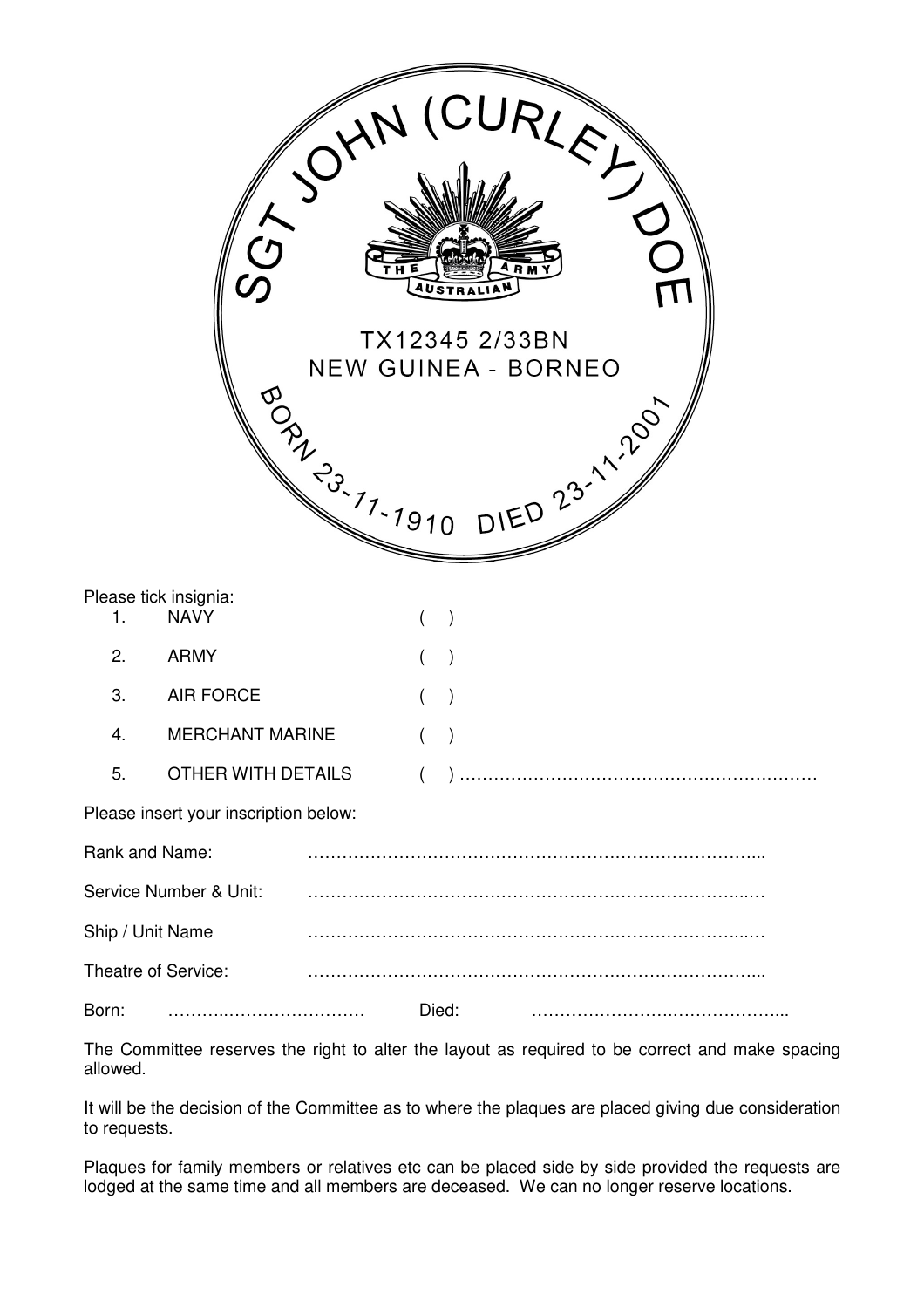SGT JOHN (CURLEY) DOE

THE AUSTRALIAN ARMY

TX12345 2/33BN
NEW GUINEA - BORNEO

BORN 23-11-1910 DIED 23-11-2001

Please tick insignia:

1. NAVY ( )
2. ARMY ( )
3. AIR FORCE ( )
4. MERCHANT MARINE ( )
5. OTHER WITH DETAILS ( ) ……………………………………………………

Please insert your inscription below:

Rank and Name: ………………………………………………………………...

Service Number & Unit: ………………………………………………………...…

Ship / Unit Name ………………………………………………………………...…

Theatre of Service: ………………………………………………………………...

Born: ……..…………………… Died: ……………………..……………...

The Committee reserves the right to alter the layout as required to be correct and make spacing allowed.

It will be the decision of the Committee as to where the plaques are placed giving due consideration to requests.

Plaques for family members or relatives etc can be placed side by side provided the requests are lodged at the same time and all members are deceased. We can no longer reserve locations.